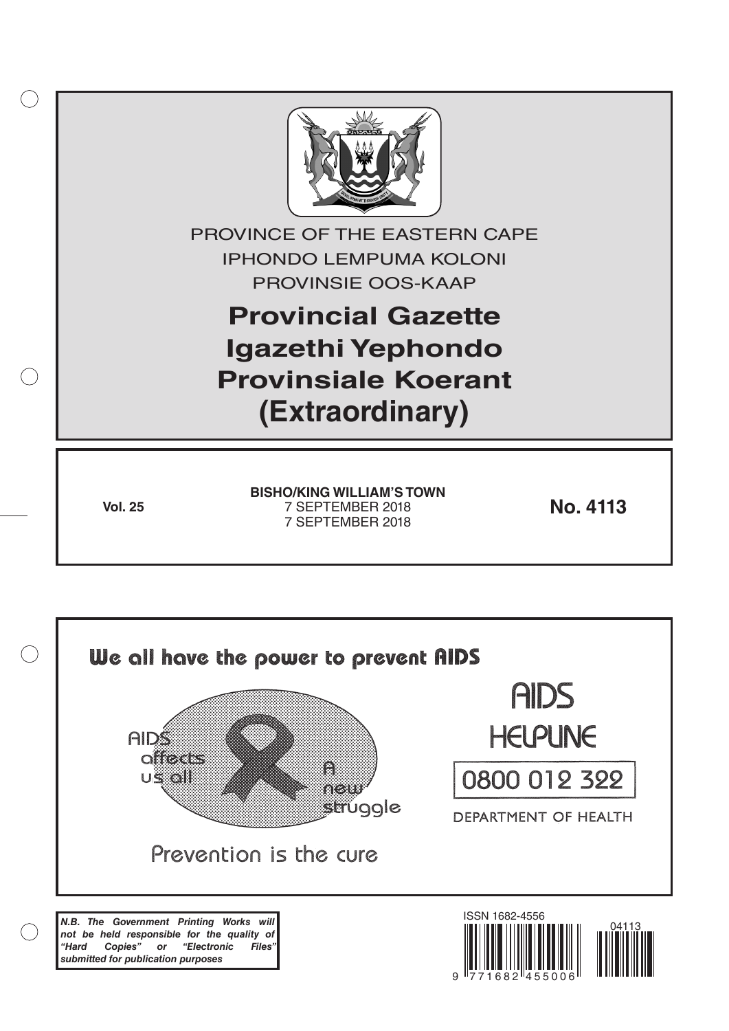PROVINCE OF THE EASTERN CAPE
IPHONDO LEMPUMA KOLONI
PROVINSIE OOS-KAAP

# Provincial Gazette
# Igazethi Yephondo
# Provinsiale Koerant
# (Extraordinary)

**Vol. 25**

**BISHO/KING WILLIAM'S TOWN**
7 SEPTEMBER 2018
7 SEPTEMBER 2018

**No. 4113**

We all have the power to prevent AIDS

AIDS affects us all

A new struggle

Prevention is the cure

AIDS HELPLINE

0800 012 322

DEPARTMENT OF HEALTH

***N.B. The Government Printing Works will not be held responsible for the quality of "Hard Copies" or "Electronic Files" submitted for publication purposes***

ISSN 1682-4556

9 771682 455006

04113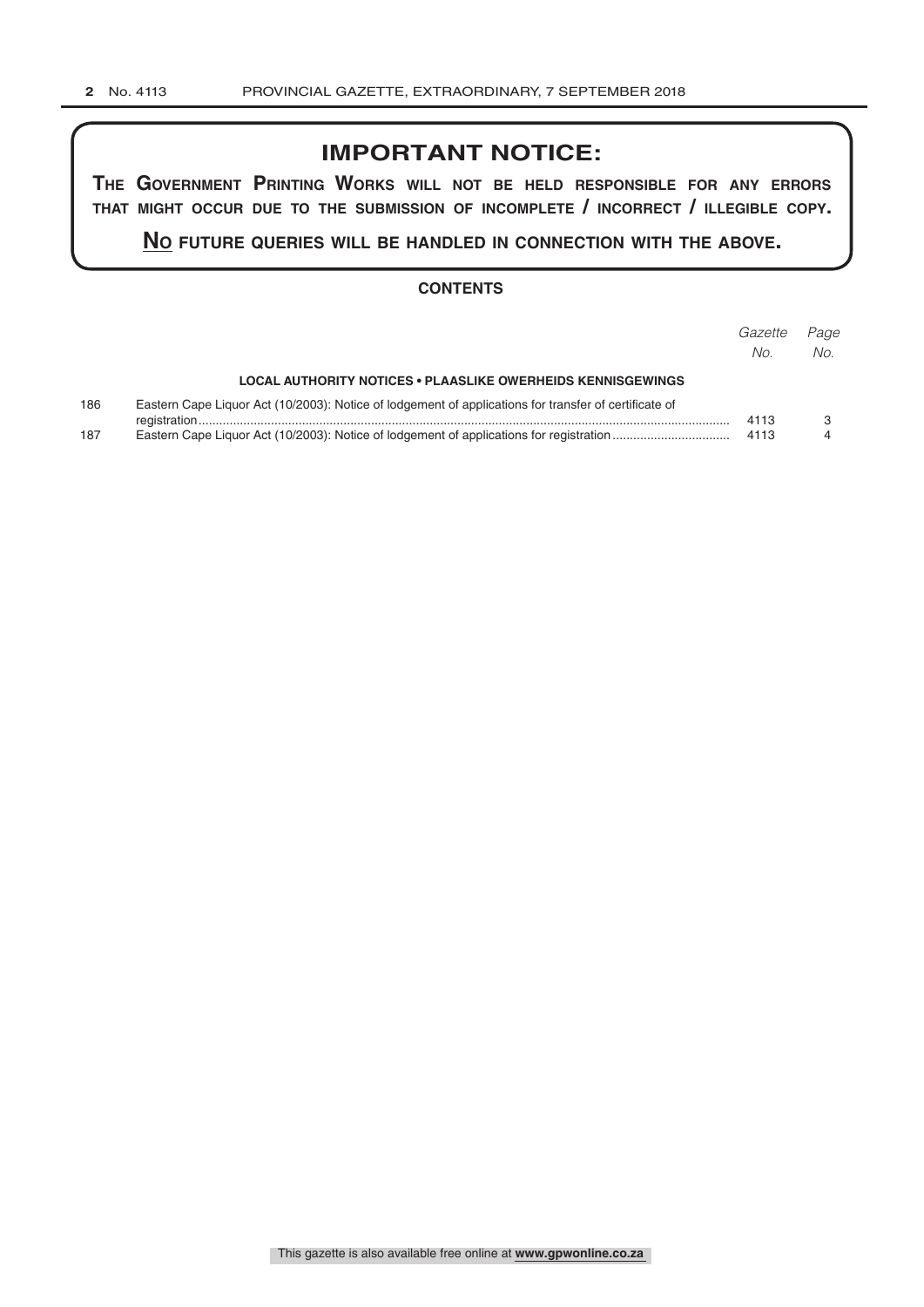## IMPORTANT NOTICE:

**THE GOVERNMENT PRINTING WORKS WILL NOT BE HELD RESPONSIBLE FOR ANY ERRORS THAT MIGHT OCCUR DUE TO THE SUBMISSION OF INCOMPLETE / INCORRECT / ILLEGIBLE COPY.**

**NO FUTURE QUERIES WILL BE HANDLED IN CONNECTION WITH THE ABOVE.**

### CONTENTS

| | | *Gazette No.* | *Page No.* |
|---|---|---|---|
| | **LOCAL AUTHORITY NOTICES • PLAASLIKE OWERHEIDS KENNISGEWINGS** | | |
| 186 | Eastern Cape Liquor Act (10/2003): Notice of lodgement of applications for transfer of certificate of registration | 4113 | 3 |
| 187 | Eastern Cape Liquor Act (10/2003): Notice of lodgement of applications for registration | 4113 | 4 |

This gazette is also available free online at **www.gpwonline.co.za**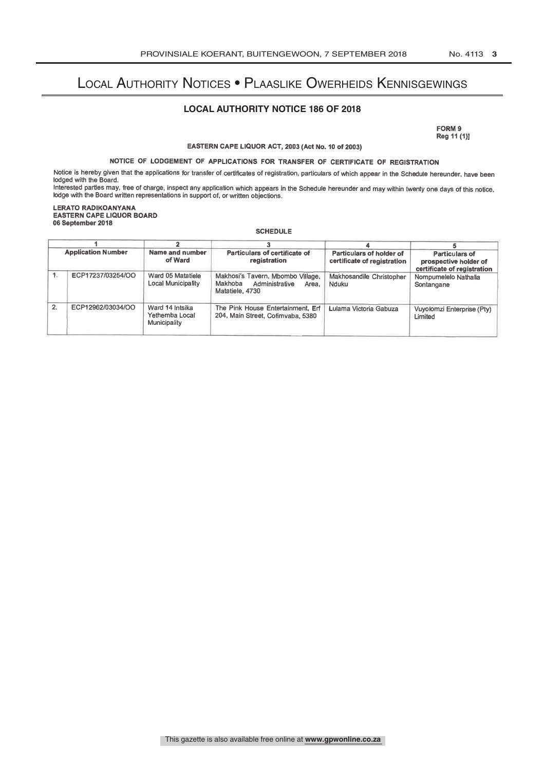# Local Authority Notices • Plaaslike Owerheids Kennisgewings

## LOCAL AUTHORITY NOTICE 186 OF 2018

**FORM 9**
**Reg 11 (1)]**

**EASTERN CAPE LIQUOR ACT, 2003 (Act No. 10 of 2003)**

**NOTICE OF LODGEMENT OF APPLICATIONS FOR TRANSFER OF CERTIFICATE OF REGISTRATION**

Notice is hereby given that the applications for transfer of certificates of registration, particulars of which appear in the Schedule hereunder, have been lodged with the Board.

Interested parties may, free of charge, inspect any application which appears in the Schedule hereunder and may within twenty one days of this notice, lodge with the Board written representations in support of, or written objections.

**LERATO RADIKOANYANA**
**EASTERN CAPE LIQUOR BOARD**
**06 September 2018**

**SCHEDULE**

| 1 | | 2 | 3 | 4 | 5 |
|---|---|---|---|---|---|
| **Application Number** | | **Name and number of Ward** | **Particulars of certificate of registration** | **Particulars of holder of certificate of registration** | **Particulars of prospective holder of certificate of registration** |
| 1. | ECP17237/03254/OO | Ward 05 Matatiele Local Municipality | Makhosi's Tavern, Mbombo Village, Makhoba Administrative Area, Matatiele, 4730 | Makhosandile Christopher Nduku | Nompumelelo Nathalia Sontangane |
| 2. | ECP12962/03034/OO | Ward 14 Intsika Yethemba Local Municipality | The Pink House Entertainment, Erf 204, Main Street, Cofimvaba, 5380 | Lulama Victoria Gabuza | Vuyolomzi Enterprise (Pty) Limited |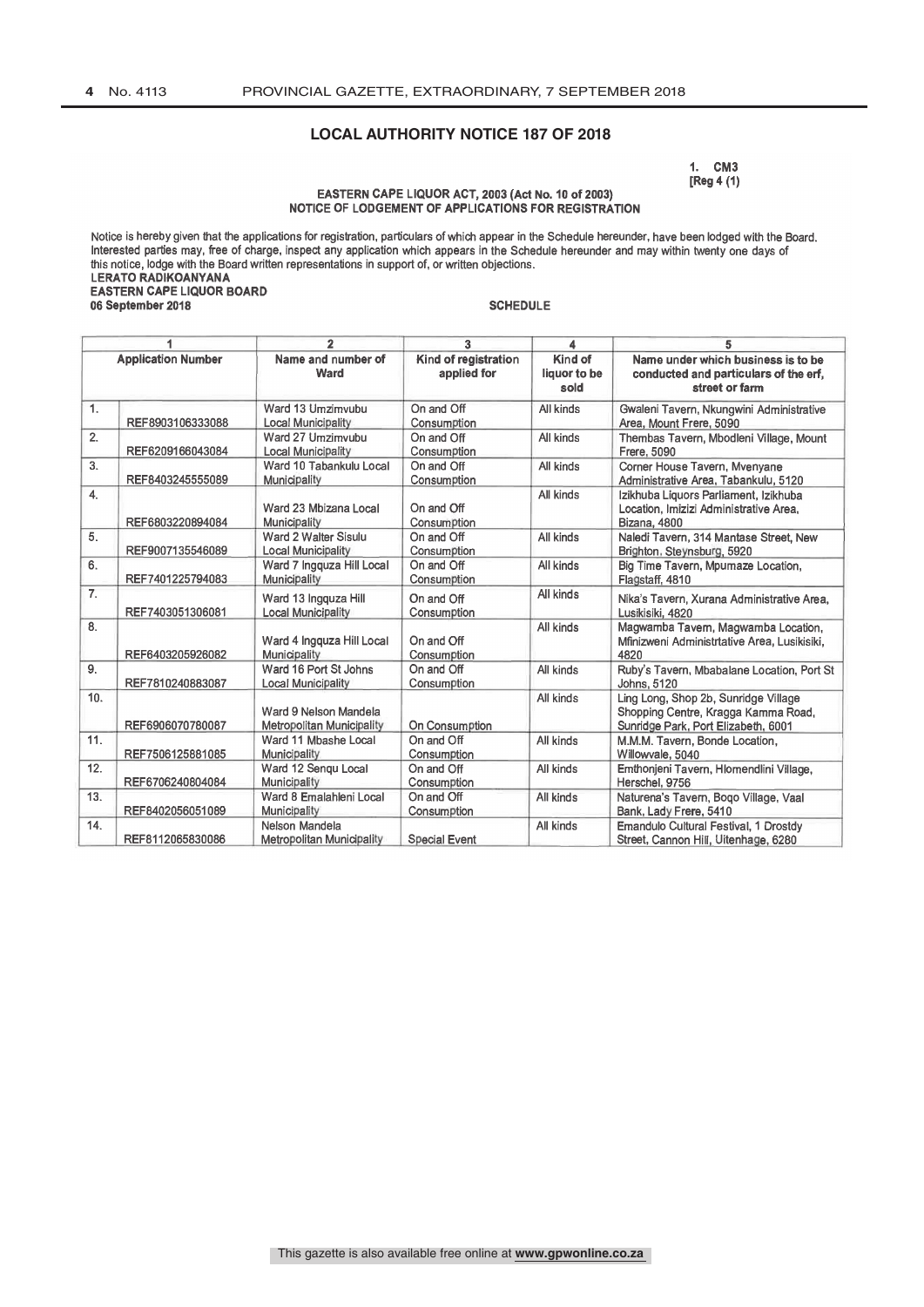## LOCAL AUTHORITY NOTICE 187 OF 2018

1. CM3
[Reg 4 (1)

**EASTERN CAPE LIQUOR ACT, 2003 (Act No. 10 of 2003)**
**NOTICE OF LODGEMENT OF APPLICATIONS FOR REGISTRATION**

Notice is hereby given that the applications for registration, particulars of which appear in the Schedule hereunder, have been lodged with the Board. Interested parties may, free of charge, inspect any application which appears in the Schedule hereunder and may within twenty one days of this notice, lodge with the Board written representations in support of, or written objections.

**LERATO RADIKOANYANA**
**EASTERN CAPE LIQUOR BOARD**
**06 September 2018**

**SCHEDULE**

| 1 | | 2 | 3 | 4 | 5 |
|---|---|---|---|---|---|
| **Application Number** | | **Name and number of Ward** | **Kind of registration applied for** | **Kind of liquor to be sold** | **Name under which business is to be conducted and particulars of the erf, street or farm** |
| 1. | REF8903106333088 | Ward 13 Umzimvubu Local Municipality | On and Off Consumption | All kinds | Gwaleni Tavern, Nkungwini Administrative Area, Mount Frere, 5090 |
| 2. | REF6209166043084 | Ward 27 Umzimvubu Local Municipality | On and Off Consumption | All kinds | Thembas Tavern, Mbodleni Village, Mount Frere, 5090 |
| 3. | REF8403245555089 | Ward 10 Tabankulu Local Municipality | On and Off Consumption | All kinds | Corner House Tavern, Mvenyane Administrative Area, Tabankulu, 5120 |
| 4. | REF6803220894084 | Ward 23 Mbizana Local Municipality | On and Off Consumption | All kinds | Izikhuba Liquors Parliament, Izikhuba Location, Imizizi Administrative Area, Bizana, 4800 |
| 5. | REF9007135546089 | Ward 2 Walter Sisulu Local Municipality | On and Off Consumption | All kinds | Naledi Tavern, 314 Mantase Street, New Brighton, Steynsburg, 5920 |
| 6. | REF7401225794083 | Ward 7 Ingquza Hill Local Municipality | On and Off Consumption | All kinds | Big Time Tavern, Mpumaze Location, Flagstaff, 4810 |
| 7. | REF7403051306081 | Ward 13 Ingquza Hill Local Municipality | On and Off Consumption | All kinds | Nika's Tavern, Xurana Administrative Area, Lusikisiki, 4820 |
| 8. | REF6403205926082 | Ward 4 Ingquza Hill Local Municipality | On and Off Consumption | All kinds | Magwamba Tavern, Magwamba Location, Mfinizweni Administrtative Area, Lusikisiki, 4820 |
| 9. | REF7810240883087 | Ward 16 Port St Johns Local Municipality | On and Off Consumption | All kinds | Ruby's Tavern, Mbabalane Location, Port St Johns, 5120 |
| 10. | REF6906070780087 | Ward 9 Nelson Mandela Metropolitan Municipality | On Consumption | All kinds | Ling Long, Shop 2b, Sunridge Village Shopping Centre, Kragga Kamma Road, Sunridge Park, Port Elizabeth, 6001 |
| 11. | REF7506125881085 | Ward 11 Mbashe Local Municipality | On and Off Consumption | All kinds | M.M.M. Tavern, Bonde Location, Willowvale, 5040 |
| 12. | REF6706240804084 | Ward 12 Senqu Local Municipality | On and Off Consumption | All kinds | Emthonjeni Tavern, Hlomendlini Village, Herschel, 9756 |
| 13. | REF8402056051089 | Ward 8 Emalahleni Local Municipality | On and Off Consumption | All kinds | Naturena's Tavern, Boqo Village, Vaal Bank, Lady Frere, 5410 |
| 14. | REF8112065830086 | Nelson Mandela Metropolitan Municipality | Special Event | All kinds | Emandulo Cultural Festival, 1 Drostdy Street, Cannon Hill, Uitenhage, 6280 |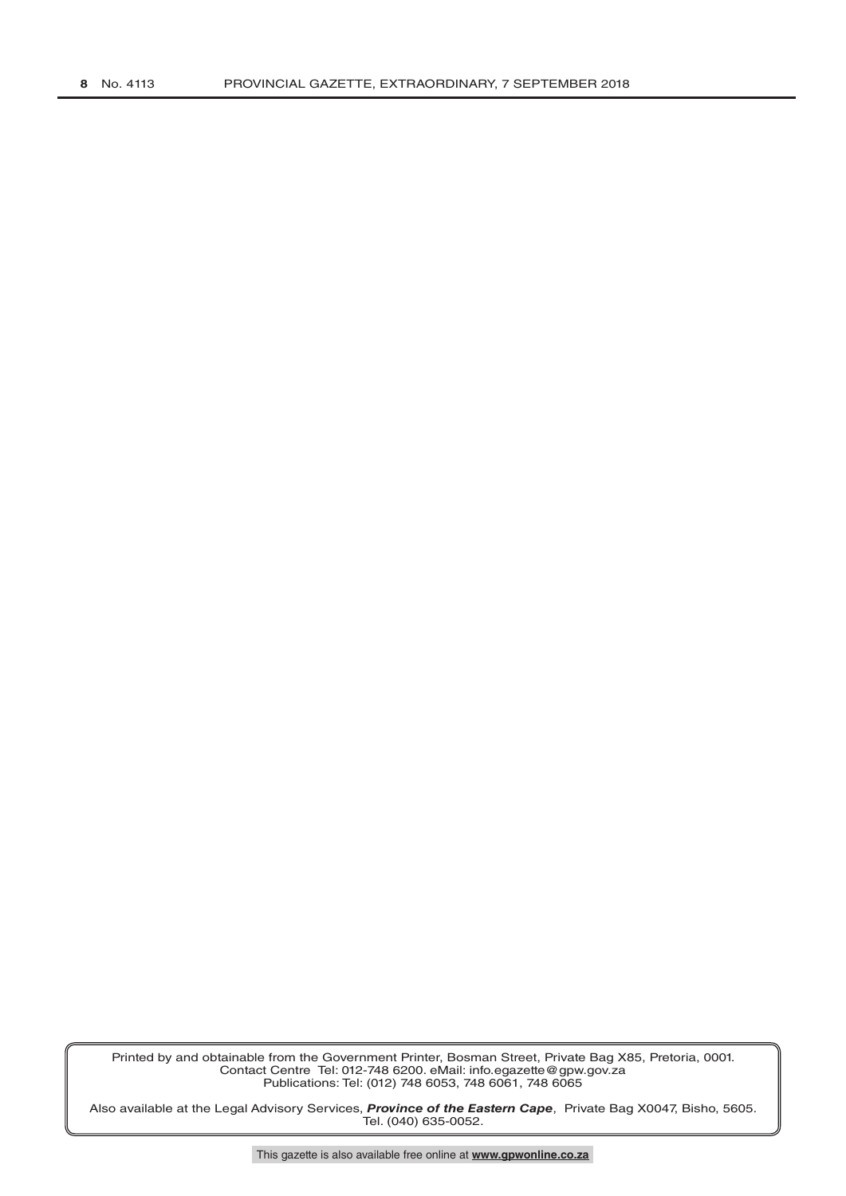Printed by and obtainable from the Government Printer, Bosman Street, Private Bag X85, Pretoria, 0001.
Contact Centre Tel: 012-748 6200. eMail: info.egazette@gpw.gov.za
Publications: Tel: (012) 748 6053, 748 6061, 748 6065

Also available at the Legal Advisory Services, ***Province of the Eastern Cape***, Private Bag X0047, Bisho, 5605.
Tel. (040) 635-0052.

This gazette is also available free online at **www.gpwonline.co.za**